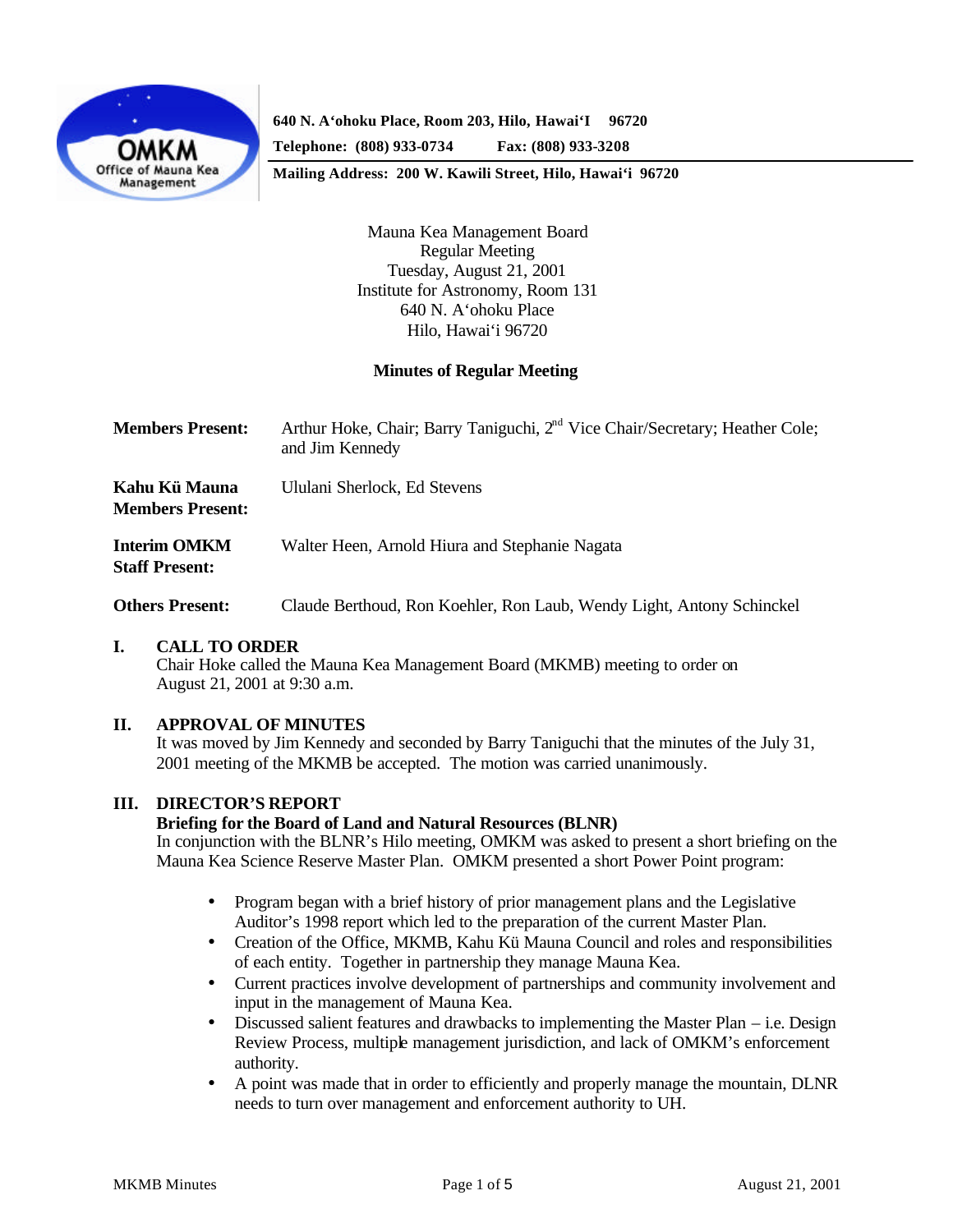**OMKM** Office of Mauna Kea Management

**640 N. A'ohoku Place, Room 203, Hilo, Hawai'I 96720**
**Telephone: (808) 933-0734 Fax: (808) 933-3208**
**Mailing Address: 200 W. Kawili Street, Hilo, Hawai'i 96720**

Mauna Kea Management Board
Regular Meeting
Tuesday, August 21, 2001
Institute for Astronomy, Room 131
640 N. A'ohoku Place
Hilo, Hawai'i 96720

**Minutes of Regular Meeting**

**Members Present:** Arthur Hoke, Chair; Barry Taniguchi, 2nd Vice Chair/Secretary; Heather Cole; and Jim Kennedy

**Kahu Kü Mauna Members Present:** Ululani Sherlock, Ed Stevens

**Interim OMKM Staff Present:** Walter Heen, Arnold Hiura and Stephanie Nagata

**Others Present:** Claude Berthoud, Ron Koehler, Ron Laub, Wendy Light, Antony Schinckel

## I. CALL TO ORDER

Chair Hoke called the Mauna Kea Management Board (MKMB) meeting to order on August 21, 2001 at 9:30 a.m.

## II. APPROVAL OF MINUTES

It was moved by Jim Kennedy and seconded by Barry Taniguchi that the minutes of the July 31, 2001 meeting of the MKMB be accepted. The motion was carried unanimously.

## III. DIRECTOR'S REPORT

**Briefing for the Board of Land and Natural Resources (BLNR)**

In conjunction with the BLNR's Hilo meeting, OMKM was asked to present a short briefing on the Mauna Kea Science Reserve Master Plan. OMKM presented a short Power Point program:

- Program began with a brief history of prior management plans and the Legislative Auditor's 1998 report which led to the preparation of the current Master Plan.
- Creation of the Office, MKMB, Kahu Kü Mauna Council and roles and responsibilities of each entity. Together in partnership they manage Mauna Kea.
- Current practices involve development of partnerships and community involvement and input in the management of Mauna Kea.
- Discussed salient features and drawbacks to implementing the Master Plan – i.e. Design Review Process, multiple management jurisdiction, and lack of OMKM's enforcement authority.
- A point was made that in order to efficiently and properly manage the mountain, DLNR needs to turn over management and enforcement authority to UH.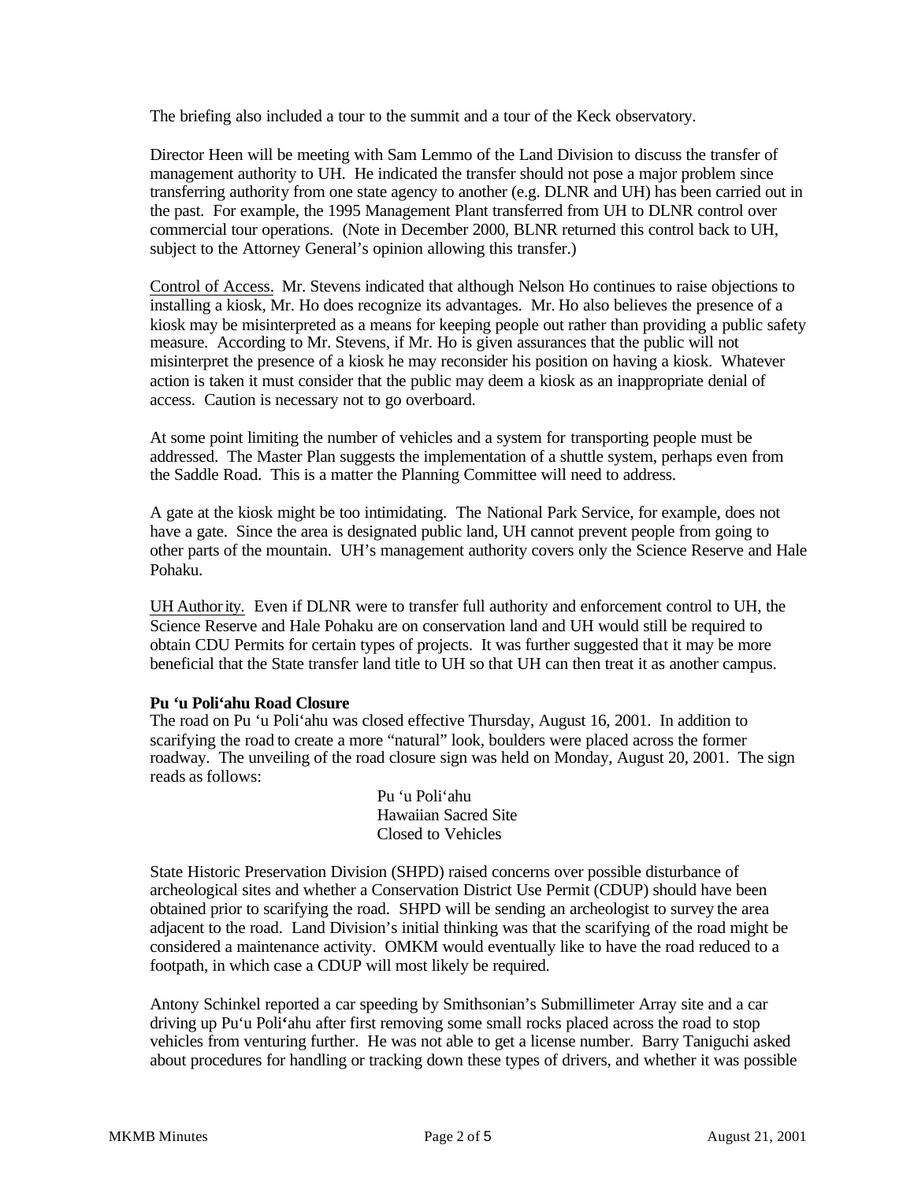The briefing also included a tour to the summit and a tour of the Keck observatory.

Director Heen will be meeting with Sam Lemmo of the Land Division to discuss the transfer of management authority to UH. He indicated the transfer should not pose a major problem since transferring authority from one state agency to another (e.g. DLNR and UH) has been carried out in the past. For example, the 1995 Management Plant transferred from UH to DLNR control over commercial tour operations. (Note in December 2000, BLNR returned this control back to UH, subject to the Attorney General's opinion allowing this transfer.)

Control of Access. Mr. Stevens indicated that although Nelson Ho continues to raise objections to installing a kiosk, Mr. Ho does recognize its advantages. Mr. Ho also believes the presence of a kiosk may be misinterpreted as a means for keeping people out rather than providing a public safety measure. According to Mr. Stevens, if Mr. Ho is given assurances that the public will not misinterpret the presence of a kiosk he may reconsider his position on having a kiosk. Whatever action is taken it must consider that the public may deem a kiosk as an inappropriate denial of access. Caution is necessary not to go overboard.

At some point limiting the number of vehicles and a system for transporting people must be addressed. The Master Plan suggests the implementation of a shuttle system, perhaps even from the Saddle Road. This is a matter the Planning Committee will need to address.

A gate at the kiosk might be too intimidating. The National Park Service, for example, does not have a gate. Since the area is designated public land, UH cannot prevent people from going to other parts of the mountain. UH's management authority covers only the Science Reserve and Hale Pohaku.

UH Authority. Even if DLNR were to transfer full authority and enforcement control to UH, the Science Reserve and Hale Pohaku are on conservation land and UH would still be required to obtain CDU Permits for certain types of projects. It was further suggested that it may be more beneficial that the State transfer land title to UH so that UH can then treat it as another campus.

**Pu ʻu Poliʻahu Road Closure**

The road on Pu ʻu Poliʻahu was closed effective Thursday, August 16, 2001. In addition to scarifying the road to create a more "natural" look, boulders were placed across the former roadway. The unveiling of the road closure sign was held on Monday, August 20, 2001. The sign reads as follows:

> Pu ʻu Poliʻahu
> Hawaiian Sacred Site
> Closed to Vehicles

State Historic Preservation Division (SHPD) raised concerns over possible disturbance of archeological sites and whether a Conservation District Use Permit (CDUP) should have been obtained prior to scarifying the road. SHPD will be sending an archeologist to survey the area adjacent to the road. Land Division's initial thinking was that the scarifying of the road might be considered a maintenance activity. OMKM would eventually like to have the road reduced to a footpath, in which case a CDUP will most likely be required.

Antony Schinkel reported a car speeding by Smithsonian's Submillimeter Array site and a car driving up Puʻu Poliʻahu after first removing some small rocks placed across the road to stop vehicles from venturing further. He was not able to get a license number. Barry Taniguchi asked about procedures for handling or tracking down these types of drivers, and whether it was possible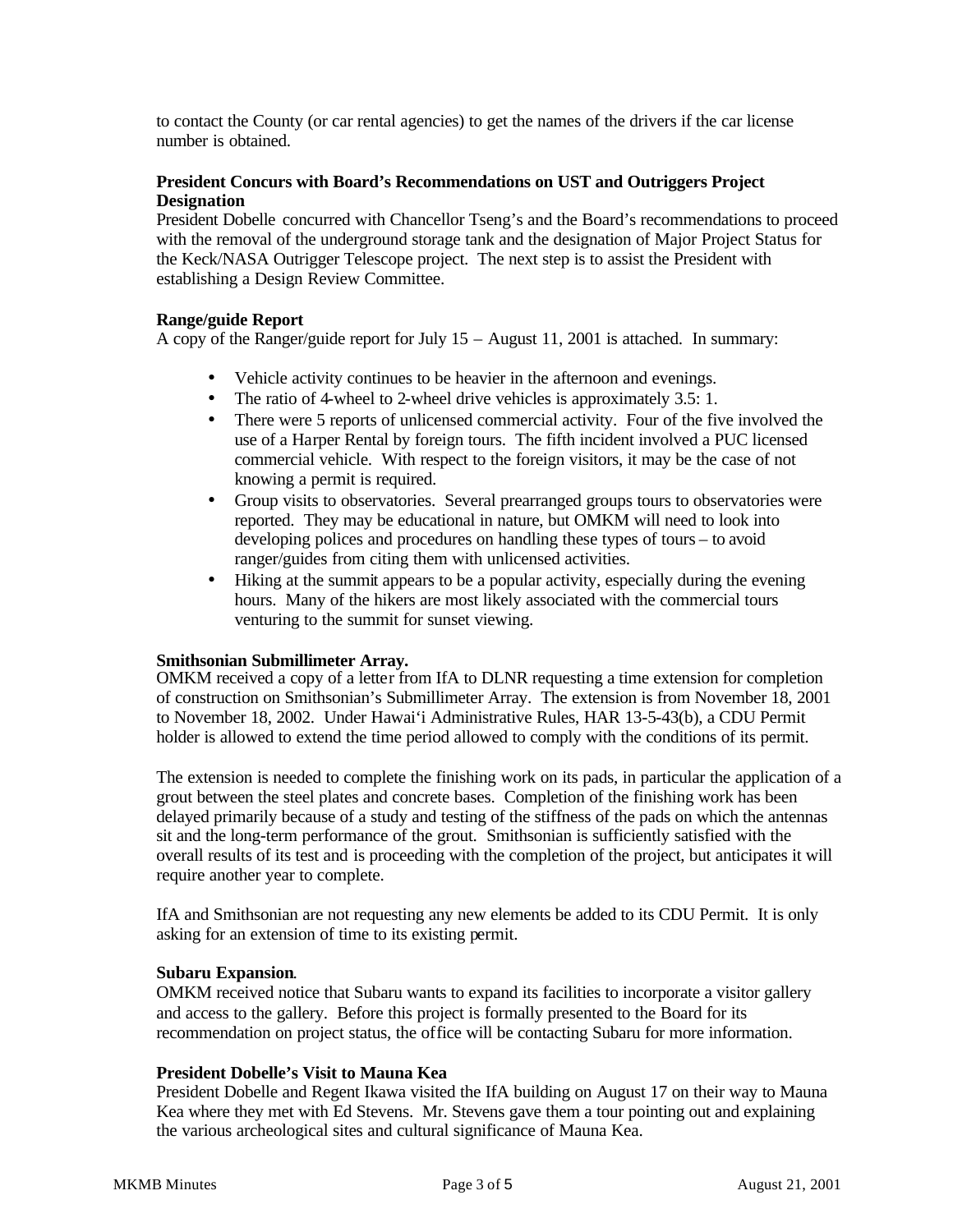to contact the County (or car rental agencies) to get the names of the drivers if the car license number is obtained.

**President Concurs with Board's Recommendations on UST and Outriggers Project Designation**

President Dobelle concurred with Chancellor Tseng's and the Board's recommendations to proceed with the removal of the underground storage tank and the designation of Major Project Status for the Keck/NASA Outrigger Telescope project. The next step is to assist the President with establishing a Design Review Committee.

**Range/guide Report**

A copy of the Ranger/guide report for July 15 – August 11, 2001 is attached. In summary:

- Vehicle activity continues to be heavier in the afternoon and evenings.
- The ratio of 4-wheel to 2-wheel drive vehicles is approximately 3.5: 1.
- There were 5 reports of unlicensed commercial activity. Four of the five involved the use of a Harper Rental by foreign tours. The fifth incident involved a PUC licensed commercial vehicle. With respect to the foreign visitors, it may be the case of not knowing a permit is required.
- Group visits to observatories. Several prearranged groups tours to observatories were reported. They may be educational in nature, but OMKM will need to look into developing polices and procedures on handling these types of tours – to avoid ranger/guides from citing them with unlicensed activities.
- Hiking at the summit appears to be a popular activity, especially during the evening hours. Many of the hikers are most likely associated with the commercial tours venturing to the summit for sunset viewing.

**Smithsonian Submillimeter Array.**

OMKM received a copy of a letter from IfA to DLNR requesting a time extension for completion of construction on Smithsonian's Submillimeter Array. The extension is from November 18, 2001 to November 18, 2002. Under Hawai'i Administrative Rules, HAR 13-5-43(b), a CDU Permit holder is allowed to extend the time period allowed to comply with the conditions of its permit.

The extension is needed to complete the finishing work on its pads, in particular the application of a grout between the steel plates and concrete bases. Completion of the finishing work has been delayed primarily because of a study and testing of the stiffness of the pads on which the antennas sit and the long-term performance of the grout. Smithsonian is sufficiently satisfied with the overall results of its test and is proceeding with the completion of the project, but anticipates it will require another year to complete.

IfA and Smithsonian are not requesting any new elements be added to its CDU Permit. It is only asking for an extension of time to its existing permit.

**Subaru Expansion**.

OMKM received notice that Subaru wants to expand its facilities to incorporate a visitor gallery and access to the gallery. Before this project is formally presented to the Board for its recommendation on project status, the office will be contacting Subaru for more information.

**President Dobelle's Visit to Mauna Kea**

President Dobelle and Regent Ikawa visited the IfA building on August 17 on their way to Mauna Kea where they met with Ed Stevens. Mr. Stevens gave them a tour pointing out and explaining the various archeological sites and cultural significance of Mauna Kea.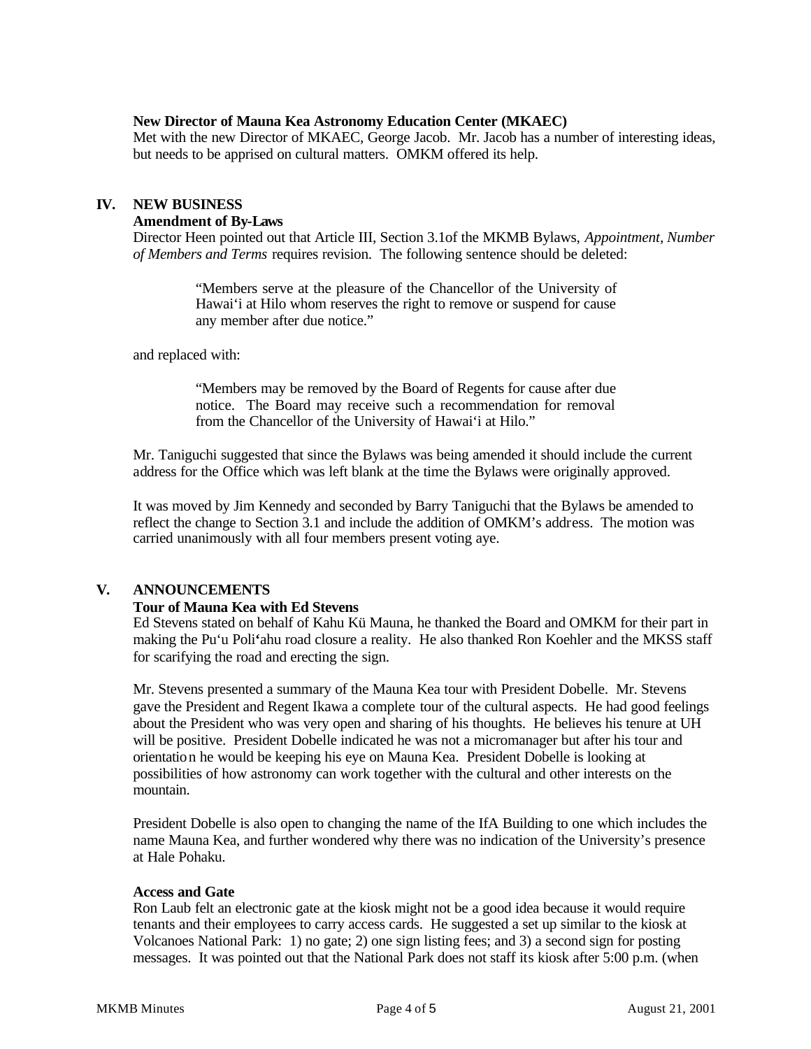**New Director of Mauna Kea Astronomy Education Center (MKAEC)**

Met with the new Director of MKAEC, George Jacob. Mr. Jacob has a number of interesting ideas, but needs to be apprised on cultural matters. OMKM offered its help.

## IV. NEW BUSINESS

**Amendment of By-Laws**

Director Heen pointed out that Article III, Section 3.1of the MKMB Bylaws, *Appointment, Number of Members and Terms* requires revision. The following sentence should be deleted:

> "Members serve at the pleasure of the Chancellor of the University of Hawai'i at Hilo whom reserves the right to remove or suspend for cause any member after due notice."

and replaced with:

> "Members may be removed by the Board of Regents for cause after due notice. The Board may receive such a recommendation for removal from the Chancellor of the University of Hawai'i at Hilo."

Mr. Taniguchi suggested that since the Bylaws was being amended it should include the current address for the Office which was left blank at the time the Bylaws were originally approved.

It was moved by Jim Kennedy and seconded by Barry Taniguchi that the Bylaws be amended to reflect the change to Section 3.1 and include the addition of OMKM's address. The motion was carried unanimously with all four members present voting aye.

## V. ANNOUNCEMENTS

**Tour of Mauna Kea with Ed Stevens**

Ed Stevens stated on behalf of Kahu Kü Mauna, he thanked the Board and OMKM for their part in making the Pu'u Poli'ahu road closure a reality. He also thanked Ron Koehler and the MKSS staff for scarifying the road and erecting the sign.

Mr. Stevens presented a summary of the Mauna Kea tour with President Dobelle. Mr. Stevens gave the President and Regent Ikawa a complete tour of the cultural aspects. He had good feelings about the President who was very open and sharing of his thoughts. He believes his tenure at UH will be positive. President Dobelle indicated he was not a micromanager but after his tour and orientation he would be keeping his eye on Mauna Kea. President Dobelle is looking at possibilities of how astronomy can work together with the cultural and other interests on the mountain.

President Dobelle is also open to changing the name of the IfA Building to one which includes the name Mauna Kea, and further wondered why there was no indication of the University's presence at Hale Pohaku.

**Access and Gate**

Ron Laub felt an electronic gate at the kiosk might not be a good idea because it would require tenants and their employees to carry access cards. He suggested a set up similar to the kiosk at Volcanoes National Park: 1) no gate; 2) one sign listing fees; and 3) a second sign for posting messages. It was pointed out that the National Park does not staff its kiosk after 5:00 p.m. (when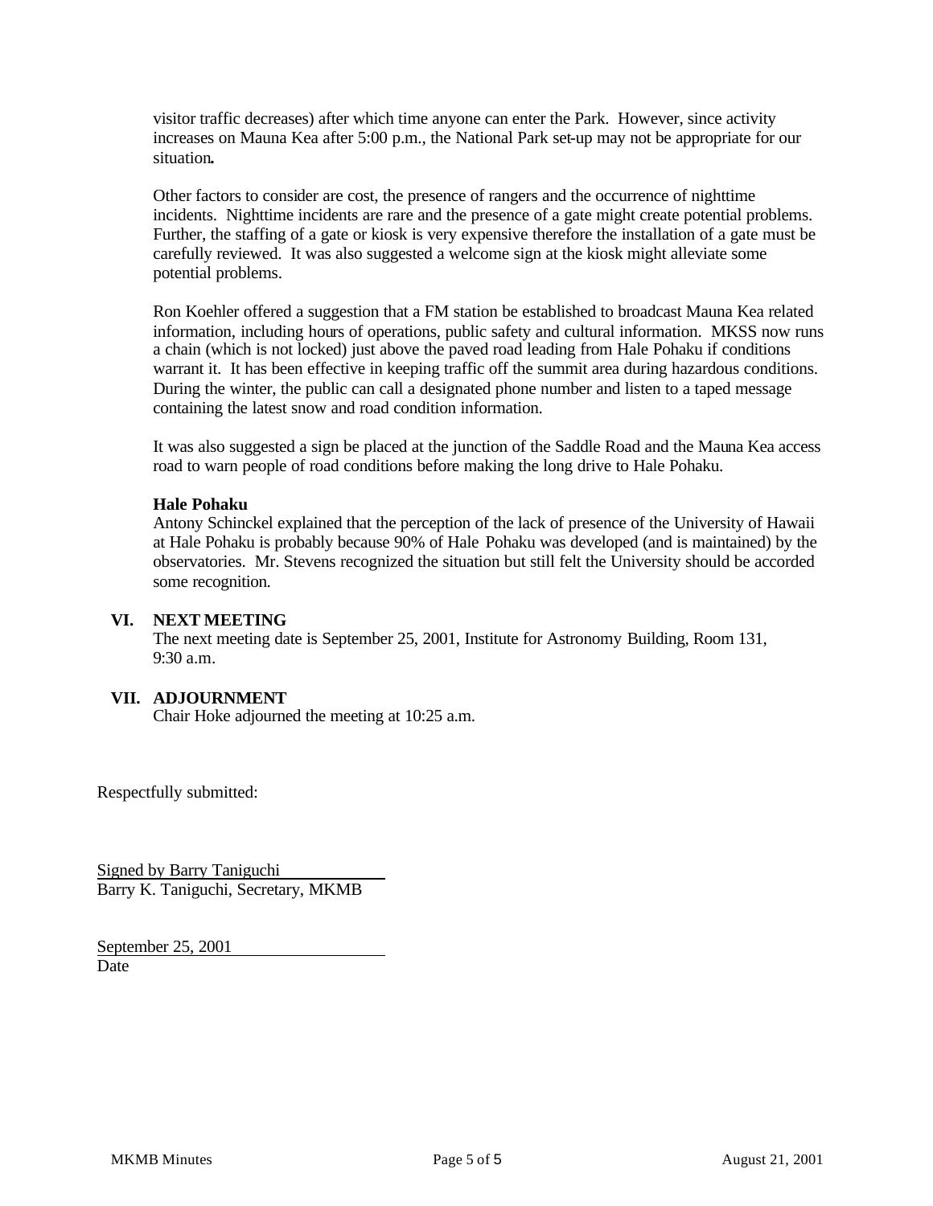visitor traffic decreases) after which time anyone can enter the Park. However, since activity increases on Mauna Kea after 5:00 p.m., the National Park set-up may not be appropriate for our situation**.**

Other factors to consider are cost, the presence of rangers and the occurrence of nighttime incidents. Nighttime incidents are rare and the presence of a gate might create potential problems. Further, the staffing of a gate or kiosk is very expensive therefore the installation of a gate must be carefully reviewed. It was also suggested a welcome sign at the kiosk might alleviate some potential problems.

Ron Koehler offered a suggestion that a FM station be established to broadcast Mauna Kea related information, including hours of operations, public safety and cultural information. MKSS now runs a chain (which is not locked) just above the paved road leading from Hale Pohaku if conditions warrant it. It has been effective in keeping traffic off the summit area during hazardous conditions. During the winter, the public can call a designated phone number and listen to a taped message containing the latest snow and road condition information.

It was also suggested a sign be placed at the junction of the Saddle Road and the Mauna Kea access road to warn people of road conditions before making the long drive to Hale Pohaku.

**Hale Pohaku**

Antony Schinckel explained that the perception of the lack of presence of the University of Hawaii at Hale Pohaku is probably because 90% of Hale Pohaku was developed (and is maintained) by the observatories. Mr. Stevens recognized the situation but still felt the University should be accorded some recognition.

## VI. NEXT MEETING

The next meeting date is September 25, 2001, Institute for Astronomy Building, Room 131, 9:30 a.m.

## VII. ADJOURNMENT

Chair Hoke adjourned the meeting at 10:25 a.m.

Respectfully submitted:

Signed by Barry Taniguchi
Barry K. Taniguchi, Secretary, MKMB

September 25, 2001
Date